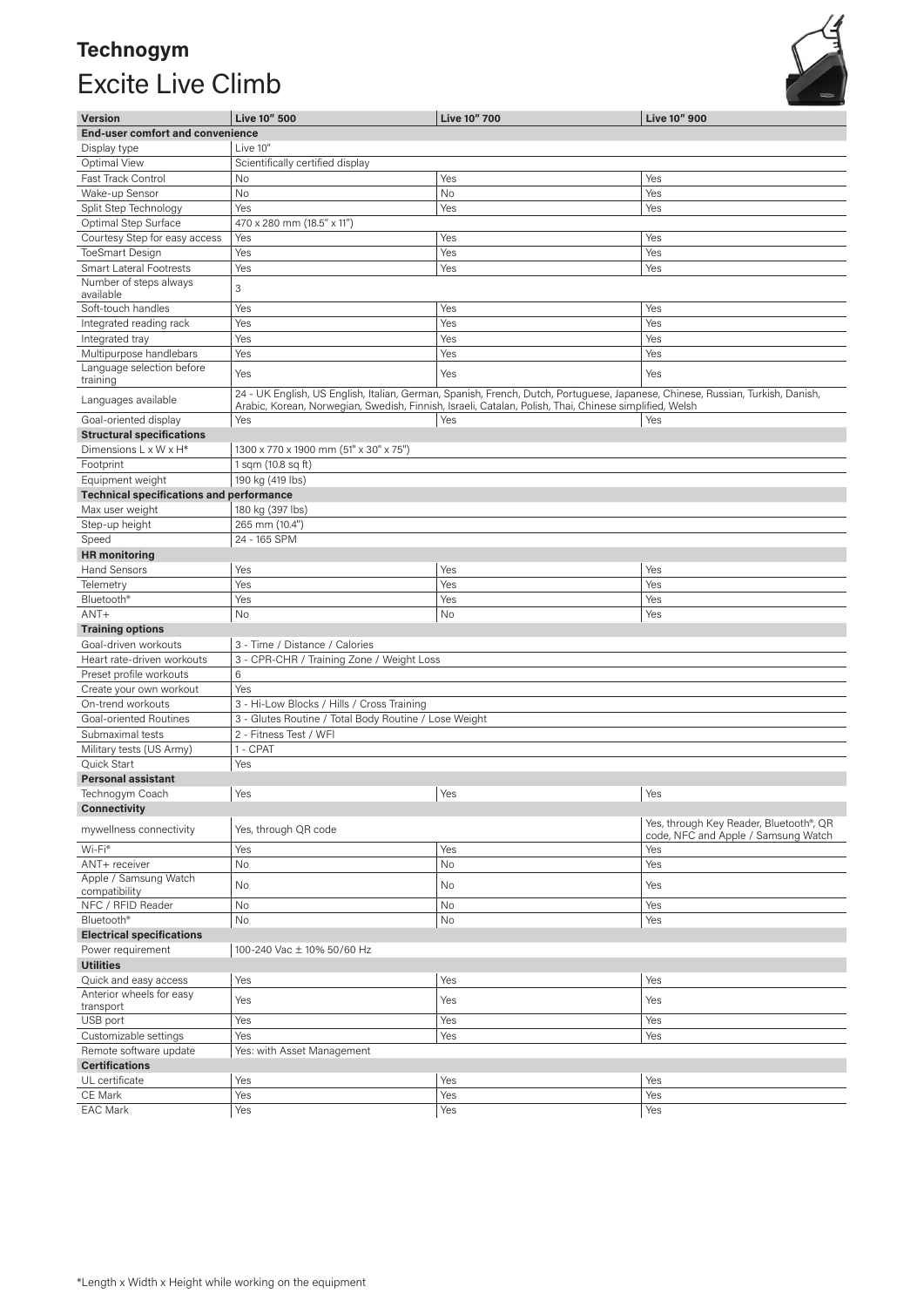# Technogym

## Excite Live Climb

| Version | Live 10" 500 | Live 10" 700 | Live 10" 900 |
|---|---|---|---|
| **End-user comfort and convenience** | | | |
| Display type | Live 10" | | |
| Optimal View | Scientifically certified display | | |
| Fast Track Control | No | Yes | Yes |
| Wake-up Sensor | No | No | Yes |
| Split Step Technology | Yes | Yes | Yes |
| Optimal Step Surface | 470 x 280 mm (18.5" x 11") | | |
| Courtesy Step for easy access | Yes | Yes | Yes |
| ToeSmart Design | Yes | Yes | Yes |
| Smart Lateral Footrests | Yes | Yes | Yes |
| Number of steps always available | 3 | | |
| Soft-touch handles | Yes | Yes | Yes |
| Integrated reading rack | Yes | Yes | Yes |
| Integrated tray | Yes | Yes | Yes |
| Multipurpose handlebars | Yes | Yes | Yes |
| Language selection before training | Yes | Yes | Yes |
| Languages available | 24 - UK English, US English, Italian, German, Spanish, French, Dutch, Portuguese, Japanese, Chinese, Russian, Turkish, Danish, Arabic, Korean, Norwegian, Swedish, Finnish, Israeli, Catalan, Polish, Thai, Chinese simplified, Welsh | | |
| Goal-oriented display | Yes | Yes | Yes |
| **Structural specifications** | | | |
| Dimensions L x W x H* | 1300 x 770 x 1900 mm (51" x 30" x 75") | | |
| Footprint | 1 sqm (10.8 sq ft) | | |
| Equipment weight | 190 kg (419 lbs) | | |
| **Technical specifications and performance** | | | |
| Max user weight | 180 kg (397 lbs) | | |
| Step-up height | 265 mm (10.4") | | |
| Speed | 24 - 165 SPM | | |
| **HR monitoring** | | | |
| Hand Sensors | Yes | Yes | Yes |
| Telemetry | Yes | Yes | Yes |
| Bluetooth® | Yes | Yes | Yes |
| ANT+ | No | No | Yes |
| **Training options** | | | |
| Goal-driven workouts | 3 - Time / Distance / Calories | | |
| Heart rate-driven workouts | 3 - CPR-CHR / Training Zone / Weight Loss | | |
| Preset profile workouts | 6 | | |
| Create your own workout | Yes | | |
| On-trend workouts | 3 - Hi-Low Blocks / Hills / Cross Training | | |
| Goal-oriented Routines | 3 - Glutes Routine / Total Body Routine / Lose Weight | | |
| Submaximal tests | 2 - Fitness Test / WFI | | |
| Military tests (US Army) | 1 - CPAT | | |
| Quick Start | Yes | | |
| **Personal assistant** | | | |
| Technogym Coach | Yes | Yes | Yes |
| **Connectivity** | | | |
| mywellness connectivity | Yes, through QR code | | Yes, through Key Reader, Bluetooth®, QR code, NFC and Apple / Samsung Watch |
| Wi-Fi® | Yes | Yes | Yes |
| ANT+ receiver | No | No | Yes |
| Apple / Samsung Watch compatibility | No | No | Yes |
| NFC / RFID Reader | No | No | Yes |
| Bluetooth® | No | No | Yes |
| **Electrical specifications** | | | |
| Power requirement | 100-240 Vac ± 10% 50/60 Hz | | |
| **Utilities** | | | |
| Quick and easy access | Yes | Yes | Yes |
| Anterior wheels for easy transport | Yes | Yes | Yes |
| USB port | Yes | Yes | Yes |
| Customizable settings | Yes | Yes | Yes |
| Remote software update | Yes: with Asset Management | | |
| **Certifications** | | | |
| UL certificate | Yes | Yes | Yes |
| CE Mark | Yes | Yes | Yes |
| EAC Mark | Yes | Yes | Yes |

*Length x Width x Height while working on the equipment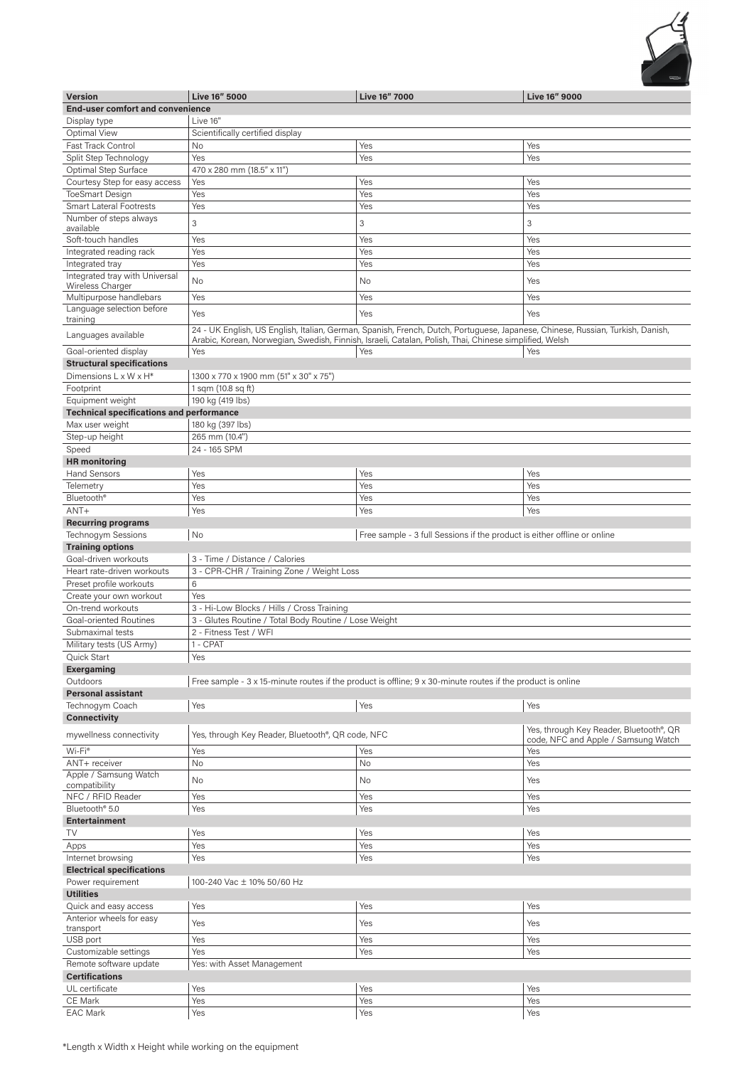| Version | Live 16" 5000 | Live 16" 7000 | Live 16" 9000 |
|---|---|---|---|
| **End-user comfort and convenience** | | | |
| Display type | Live 16" | | |
| Optimal View | Scientifically certified display | | |
| Fast Track Control | No | Yes | Yes |
| Split Step Technology | Yes | Yes | Yes |
| Optimal Step Surface | 470 x 280 mm (18.5" x 11") | | |
| Courtesy Step for easy access | Yes | Yes | Yes |
| ToeSmart Design | Yes | Yes | Yes |
| Smart Lateral Footrests | Yes | Yes | Yes |
| Number of steps always available | 3 | 3 | 3 |
| Soft-touch handles | Yes | Yes | Yes |
| Integrated reading rack | Yes | Yes | Yes |
| Integrated tray | Yes | Yes | Yes |
| Integrated tray with Universal Wireless Charger | No | No | Yes |
| Multipurpose handlebars | Yes | Yes | Yes |
| Language selection before training | Yes | Yes | Yes |
| Languages available | 24 - UK English, US English, Italian, German, Spanish, French, Dutch, Portuguese, Japanese, Chinese, Russian, Turkish, Danish, Arabic, Korean, Norwegian, Swedish, Finnish, Israeli, Catalan, Polish, Thai, Chinese simplified, Welsh | | |
| Goal-oriented display | Yes | Yes | Yes |
| **Structural specifications** | | | |
| Dimensions L x W x H* | 1300 x 770 x 1900 mm (51" x 30" x 75") | | |
| Footprint | 1 sqm (10.8 sq ft) | | |
| Equipment weight | 190 kg (419 lbs) | | |
| **Technical specifications and performance** | | | |
| Max user weight | 180 kg (397 lbs) | | |
| Step-up height | 265 mm (10.4") | | |
| Speed | 24 - 165 SPM | | |
| **HR monitoring** | | | |
| Hand Sensors | Yes | Yes | Yes |
| Telemetry | Yes | Yes | Yes |
| Bluetooth® | Yes | Yes | Yes |
| ANT+ | Yes | Yes | Yes |
| **Recurring programs** | | | |
| Technogym Sessions | No | Free sample - 3 full Sessions if the product is either offline or online | |
| **Training options** | | | |
| Goal-driven workouts | 3 - Time / Distance / Calories | | |
| Heart rate-driven workouts | 3 - CPR-CHR / Training Zone / Weight Loss | | |
| Preset profile workouts | 6 | | |
| Create your own workout | Yes | | |
| On-trend workouts | 3 - Hi-Low Blocks / Hills / Cross Training | | |
| Goal-oriented Routines | 3 - Glutes Routine / Total Body Routine / Lose Weight | | |
| Submaximal tests | 2 - Fitness Test / WFI | | |
| Military tests (US Army) | 1 - CPAT | | |
| Quick Start | Yes | | |
| **Exergaming** | | | |
| Outdoors | Free sample - 3 x 15-minute routes if the product is offline; 9 x 30-minute routes if the product is online | | |
| **Personal assistant** | | | |
| Technogym Coach | Yes | Yes | Yes |
| **Connectivity** | | | |
| mywellness connectivity | Yes, through Key Reader, Bluetooth®, QR code, NFC | | Yes, through Key Reader, Bluetooth®, QR code, NFC and Apple / Samsung Watch |
| Wi-Fi® | Yes | Yes | Yes |
| ANT+ receiver | No | No | Yes |
| Apple / Samsung Watch compatibility | No | No | Yes |
| NFC / RFID Reader | Yes | Yes | Yes |
| Bluetooth® 5.0 | Yes | Yes | Yes |
| **Entertainment** | | | |
| TV | Yes | Yes | Yes |
| Apps | Yes | Yes | Yes |
| Internet browsing | Yes | Yes | Yes |
| **Electrical specifications** | | | |
| Power requirement | 100-240 Vac ± 10% 50/60 Hz | | |
| **Utilities** | | | |
| Quick and easy access | Yes | Yes | Yes |
| Anterior wheels for easy transport | Yes | Yes | Yes |
| USB port | Yes | Yes | Yes |
| Customizable settings | Yes | Yes | Yes |
| Remote software update | Yes: with Asset Management | | |
| **Certifications** | | | |
| UL certificate | Yes | Yes | Yes |
| CE Mark | Yes | Yes | Yes |
| EAC Mark | Yes | Yes | Yes |

*Length x Width x Height while working on the equipment